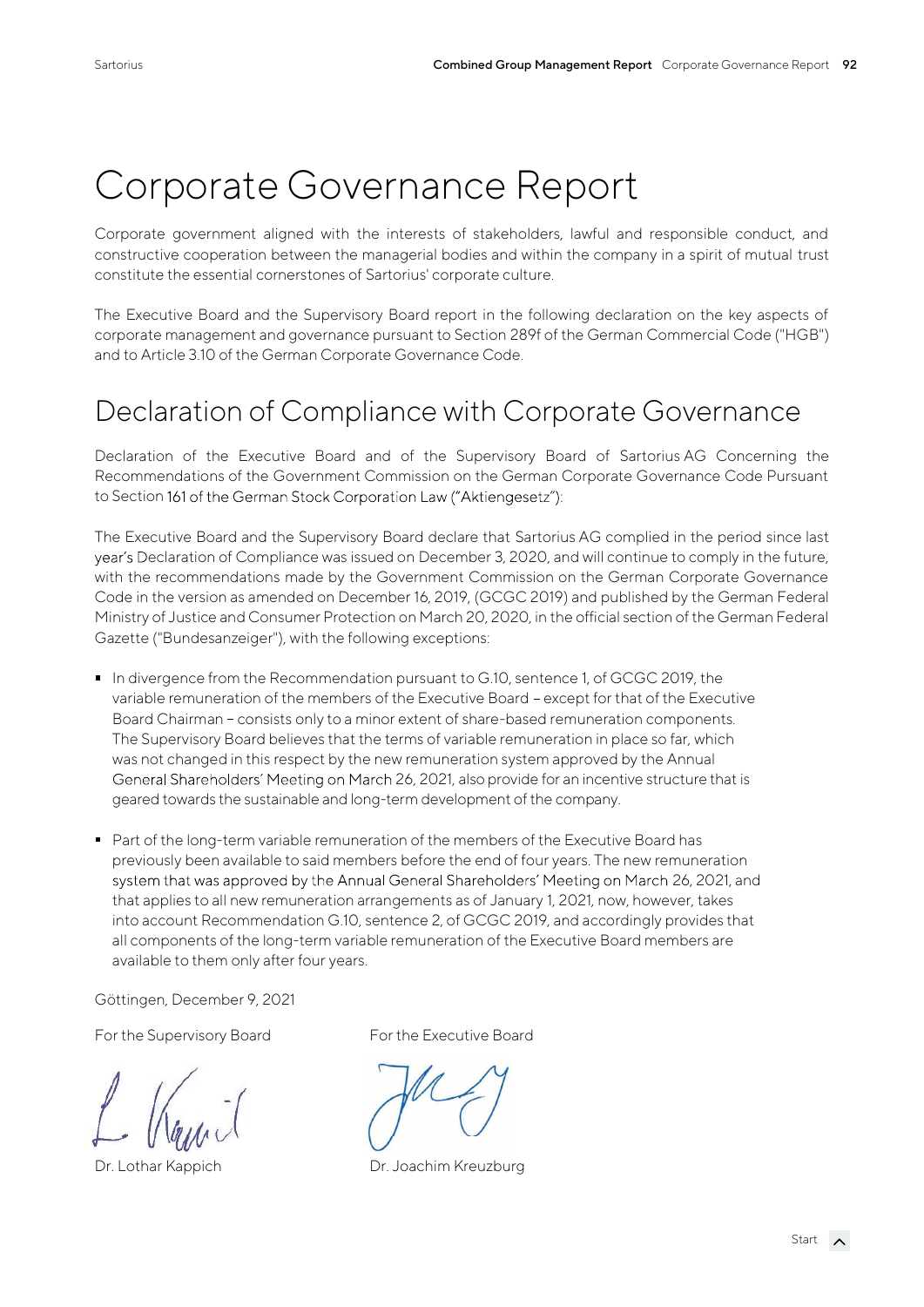# Corporate Governance Report

Corporate government aligned with the interests of stakeholders, lawful and responsible conduct, and constructive cooperation between the managerial bodies and within the company in a spirit of mutual trust constitute the essential cornerstones of Sartorius' corporate culture.

The Executive Board and the Supervisory Board report in the following declaration on the key aspects of corporate management and governance pursuant to Section 289f of the German Commercial Code ("HGB") and to Article 3.10 of the German Corporate Governance Code.

## Declaration of Compliance with Corporate Governance

Declaration of the Executive Board and of the Supervisory Board of Sartorius AG Concerning the Recommendations of the Government Commission on the German Corporate Governance Code Pursuant to Section 161 of the German Stock Corporation Law ("Aktiengesetz"):

The Executive Board and the Supervisory Board declare that Sartorius AG complied in the period since last year's Declaration of Compliance was issued on December 3, 2020, and will continue to comply in the future, with the recommendations made by the Government Commission on the German Corporate Governance Code in the version as amended on December 16, 2019, (GCGC 2019) and published by the German Federal Ministry of Justice and Consumer Protection on March 20, 2020, in the official section of the German Federal Gazette ("Bundesanzeiger"), with the following exceptions:

- In divergence from the Recommendation pursuant to G.10, sentence 1, of GCGC 2019, the variable remuneration of the members of the Executive Board – except for that of the Executive Board Chairman – consists only to a minor extent of share-based remuneration components. The Supervisory Board believes that the terms of variable remuneration in place so far, which was not changed in this respect by the new remuneration system approved by the Annual General Shareholders' Meeting on March 26, 2021, also provide for an incentive structure that is geared towards the sustainable and long-term development of the company.

- Part of the long-term variable remuneration of the members of the Executive Board has previously been available to said members before the end of four years. The new remuneration system that was approved by the Annual General Shareholders' Meeting on March 26, 2021, and that applies to all new remuneration arrangements as of January 1, 2021, now, however, takes into account Recommendation G.10, sentence 2, of GCGC 2019, and accordingly provides that all components of the long-term variable remuneration of the Executive Board members are available to them only after four years.

Göttingen, December 9, 2021

| For the Supervisory Board | For the Executive Board |
|---|---|
| Dr. Lothar Kappich | Dr. Joachim Kreuzburg |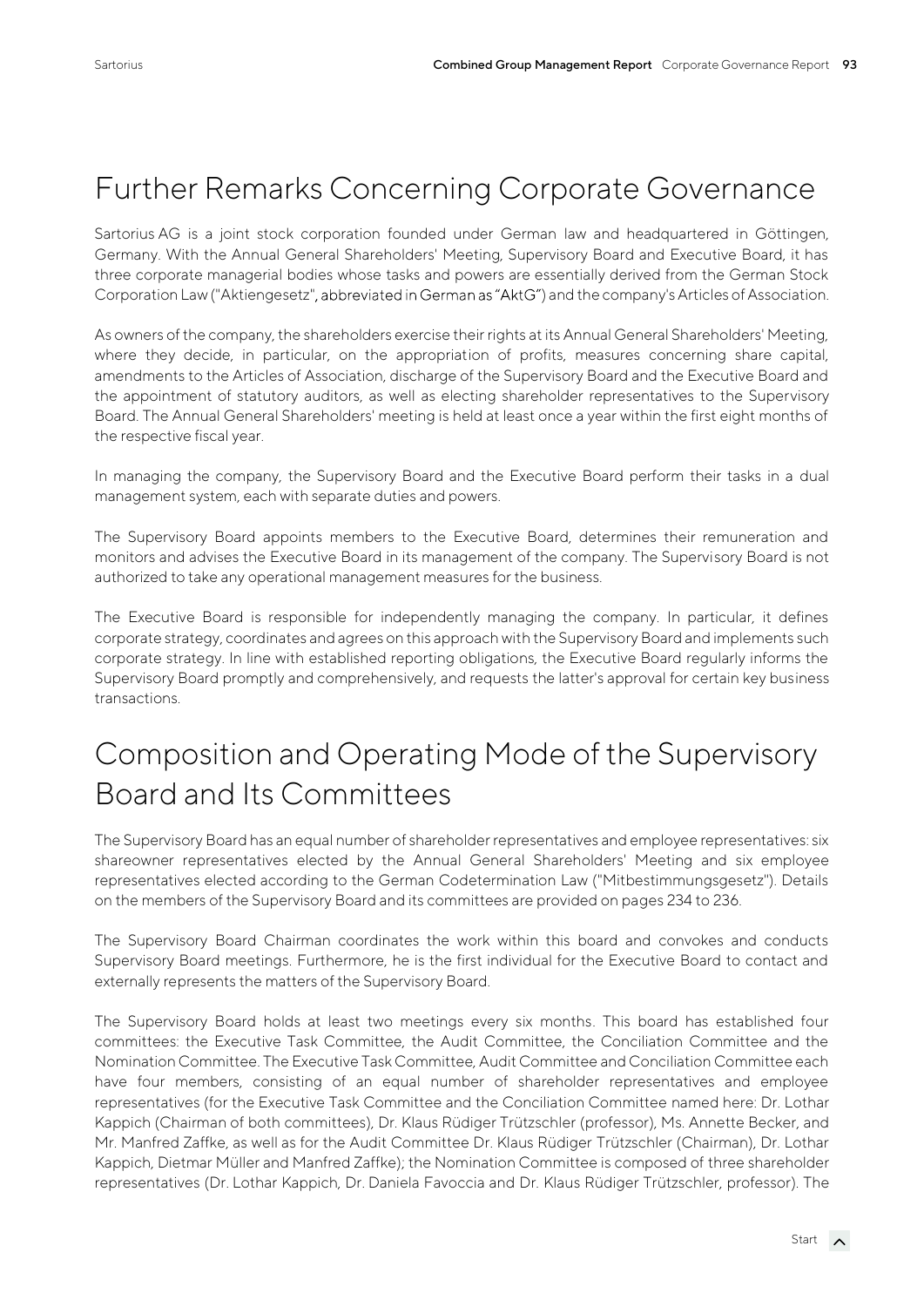# Further Remarks Concerning Corporate Governance

Sartorius AG is a joint stock corporation founded under German law and headquartered in Göttingen, Germany. With the Annual General Shareholders' Meeting, Supervisory Board and Executive Board, it has three corporate managerial bodies whose tasks and powers are essentially derived from the German Stock Corporation Law ("Aktiengesetz", abbreviated in German as "AktG") and the company's Articles of Association.

As owners of the company, the shareholders exercise their rights at its Annual General Shareholders' Meeting, where they decide, in particular, on the appropriation of profits, measures concerning share capital, amendments to the Articles of Association, discharge of the Supervisory Board and the Executive Board and the appointment of statutory auditors, as well as electing shareholder representatives to the Supervisory Board. The Annual General Shareholders' meeting is held at least once a year within the first eight months of the respective fiscal year.

In managing the company, the Supervisory Board and the Executive Board perform their tasks in a dual management system, each with separate duties and powers.

The Supervisory Board appoints members to the Executive Board, determines their remuneration and monitors and advises the Executive Board in its management of the company. The Supervisory Board is not authorized to take any operational management measures for the business.

The Executive Board is responsible for independently managing the company. In particular, it defines corporate strategy, coordinates and agrees on this approach with the Supervisory Board and implements such corporate strategy. In line with established reporting obligations, the Executive Board regularly informs the Supervisory Board promptly and comprehensively, and requests the latter's approval for certain key business transactions.

# Composition and Operating Mode of the Supervisory Board and Its Committees

The Supervisory Board has an equal number of shareholder representatives and employee representatives: six shareowner representatives elected by the Annual General Shareholders' Meeting and six employee representatives elected according to the German Codetermination Law ("Mitbestimmungsgesetz"). Details on the members of the Supervisory Board and its committees are provided on pages 234 to 236.

The Supervisory Board Chairman coordinates the work within this board and convokes and conducts Supervisory Board meetings. Furthermore, he is the first individual for the Executive Board to contact and externally represents the matters of the Supervisory Board.

The Supervisory Board holds at least two meetings every six months. This board has established four committees: the Executive Task Committee, the Audit Committee, the Conciliation Committee and the Nomination Committee. The Executive Task Committee, Audit Committee and Conciliation Committee each have four members, consisting of an equal number of shareholder representatives and employee representatives (for the Executive Task Committee and the Conciliation Committee named here: Dr. Lothar Kappich (Chairman of both committees), Dr. Klaus Rüdiger Trützschler (professor), Ms. Annette Becker, and Mr. Manfred Zaffke, as well as for the Audit Committee Dr. Klaus Rüdiger Trützschler (Chairman), Dr. Lothar Kappich, Dietmar Müller and Manfred Zaffke); the Nomination Committee is composed of three shareholder representatives (Dr. Lothar Kappich, Dr. Daniela Favoccia and Dr. Klaus Rüdiger Trützschler, professor). The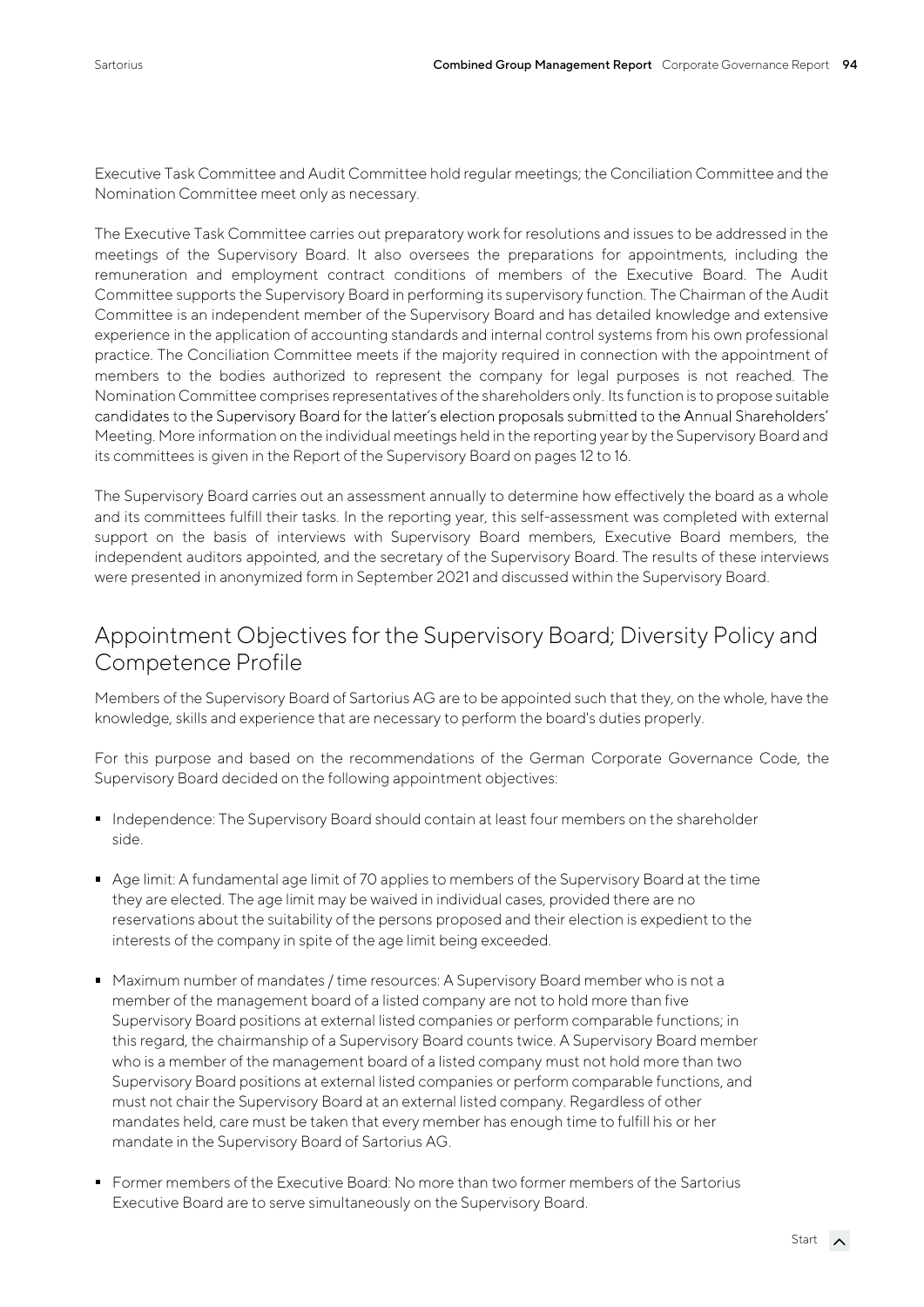Executive Task Committee and Audit Committee hold regular meetings; the Conciliation Committee and the Nomination Committee meet only as necessary.

The Executive Task Committee carries out preparatory work for resolutions and issues to be addressed in the meetings of the Supervisory Board. It also oversees the preparations for appointments, including the remuneration and employment contract conditions of members of the Executive Board. The Audit Committee supports the Supervisory Board in performing its supervisory function. The Chairman of the Audit Committee is an independent member of the Supervisory Board and has detailed knowledge and extensive experience in the application of accounting standards and internal control systems from his own professional practice. The Conciliation Committee meets if the majority required in connection with the appointment of members to the bodies authorized to represent the company for legal purposes is not reached. The Nomination Committee comprises representatives of the shareholders only. Its function is to propose suitable candidates to the Supervisory Board for the latter's election proposals submitted to the Annual Shareholders' Meeting. More information on the individual meetings held in the reporting year by the Supervisory Board and its committees is given in the Report of the Supervisory Board on pages 12 to 16.

The Supervisory Board carries out an assessment annually to determine how effectively the board as a whole and its committees fulfill their tasks. In the reporting year, this self-assessment was completed with external support on the basis of interviews with Supervisory Board members, Executive Board members, the independent auditors appointed, and the secretary of the Supervisory Board. The results of these interviews were presented in anonymized form in September 2021 and discussed within the Supervisory Board.

## Appointment Objectives for the Supervisory Board; Diversity Policy and Competence Profile

Members of the Supervisory Board of Sartorius AG are to be appointed such that they, on the whole, have the knowledge, skills and experience that are necessary to perform the board's duties properly.

For this purpose and based on the recommendations of the German Corporate Governance Code, the Supervisory Board decided on the following appointment objectives:

- Independence: The Supervisory Board should contain at least four members on the shareholder side.
- Age limit: A fundamental age limit of 70 applies to members of the Supervisory Board at the time they are elected. The age limit may be waived in individual cases, provided there are no reservations about the suitability of the persons proposed and their election is expedient to the interests of the company in spite of the age limit being exceeded.
- Maximum number of mandates / time resources: A Supervisory Board member who is not a member of the management board of a listed company are not to hold more than five Supervisory Board positions at external listed companies or perform comparable functions; in this regard, the chairmanship of a Supervisory Board counts twice. A Supervisory Board member who is a member of the management board of a listed company must not hold more than two Supervisory Board positions at external listed companies or perform comparable functions, and must not chair the Supervisory Board at an external listed company. Regardless of other mandates held, care must be taken that every member has enough time to fulfill his or her mandate in the Supervisory Board of Sartorius AG.
- Former members of the Executive Board: No more than two former members of the Sartorius Executive Board are to serve simultaneously on the Supervisory Board.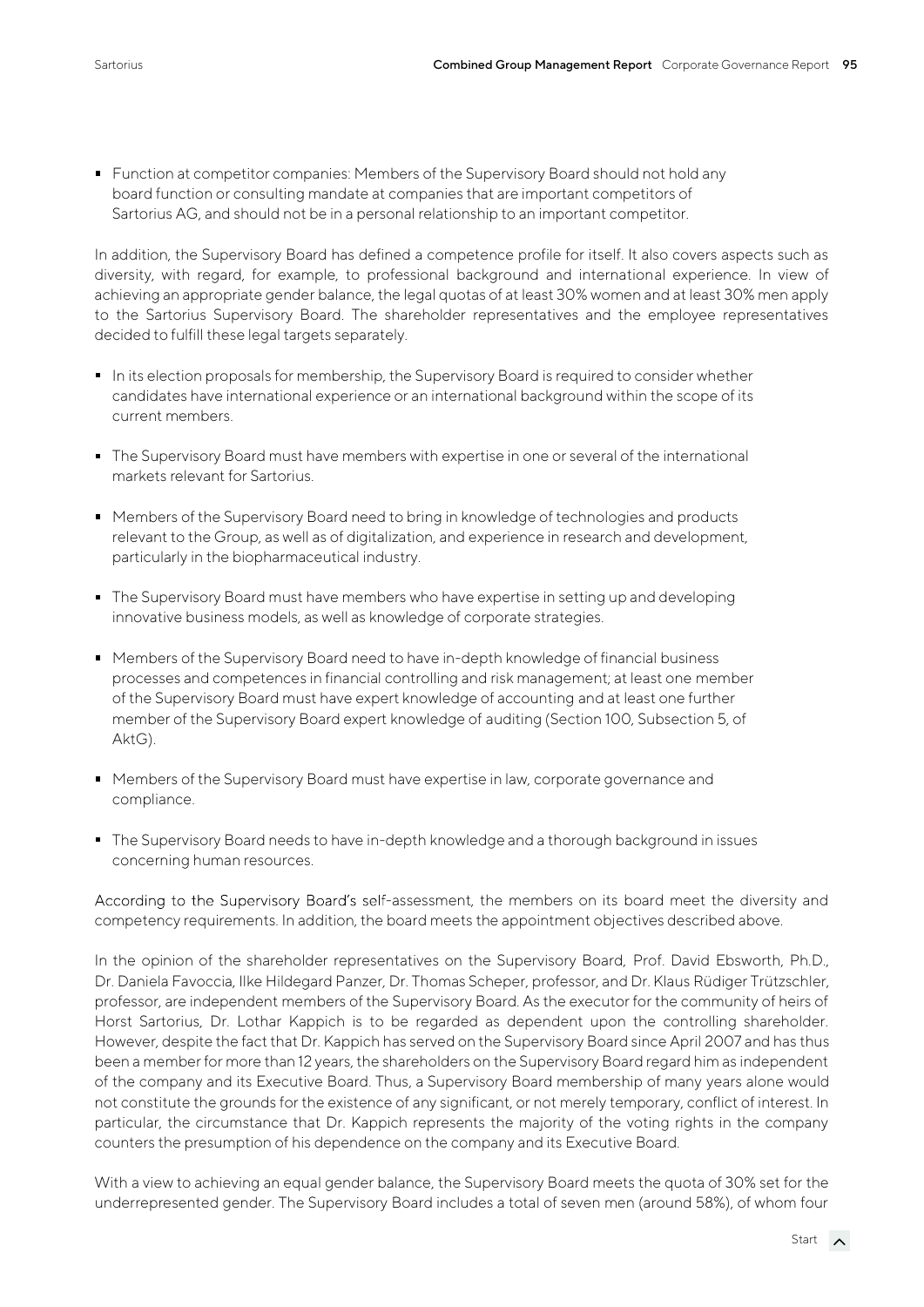- Function at competitor companies: Members of the Supervisory Board should not hold any board function or consulting mandate at companies that are important competitors of Sartorius AG, and should not be in a personal relationship to an important competitor.

In addition, the Supervisory Board has defined a competence profile for itself. It also covers aspects such as diversity, with regard, for example, to professional background and international experience. In view of achieving an appropriate gender balance, the legal quotas of at least 30% women and at least 30% men apply to the Sartorius Supervisory Board. The shareholder representatives and the employee representatives decided to fulfill these legal targets separately.

- In its election proposals for membership, the Supervisory Board is required to consider whether candidates have international experience or an international background within the scope of its current members.
- The Supervisory Board must have members with expertise in one or several of the international markets relevant for Sartorius.
- Members of the Supervisory Board need to bring in knowledge of technologies and products relevant to the Group, as well as of digitalization, and experience in research and development, particularly in the biopharmaceutical industry.
- The Supervisory Board must have members who have expertise in setting up and developing innovative business models, as well as knowledge of corporate strategies.
- Members of the Supervisory Board need to have in-depth knowledge of financial business processes and competences in financial controlling and risk management; at least one member of the Supervisory Board must have expert knowledge of accounting and at least one further member of the Supervisory Board expert knowledge of auditing (Section 100, Subsection 5, of AktG).
- Members of the Supervisory Board must have expertise in law, corporate governance and compliance.
- The Supervisory Board needs to have in-depth knowledge and a thorough background in issues concerning human resources.

According to the Supervisory Board's self-assessment, the members on its board meet the diversity and competency requirements. In addition, the board meets the appointment objectives described above.

In the opinion of the shareholder representatives on the Supervisory Board, Prof. David Ebsworth, Ph.D., Dr. Daniela Favoccia, Ilke Hildegard Panzer, Dr. Thomas Scheper, professor, and Dr. Klaus Rüdiger Trützschler, professor, are independent members of the Supervisory Board. As the executor for the community of heirs of Horst Sartorius, Dr. Lothar Kappich is to be regarded as dependent upon the controlling shareholder. However, despite the fact that Dr. Kappich has served on the Supervisory Board since April 2007 and has thus been a member for more than 12 years, the shareholders on the Supervisory Board regard him as independent of the company and its Executive Board. Thus, a Supervisory Board membership of many years alone would not constitute the grounds for the existence of any significant, or not merely temporary, conflict of interest. In particular, the circumstance that Dr. Kappich represents the majority of the voting rights in the company counters the presumption of his dependence on the company and its Executive Board.

With a view to achieving an equal gender balance, the Supervisory Board meets the quota of 30% set for the underrepresented gender. The Supervisory Board includes a total of seven men (around 58%), of whom four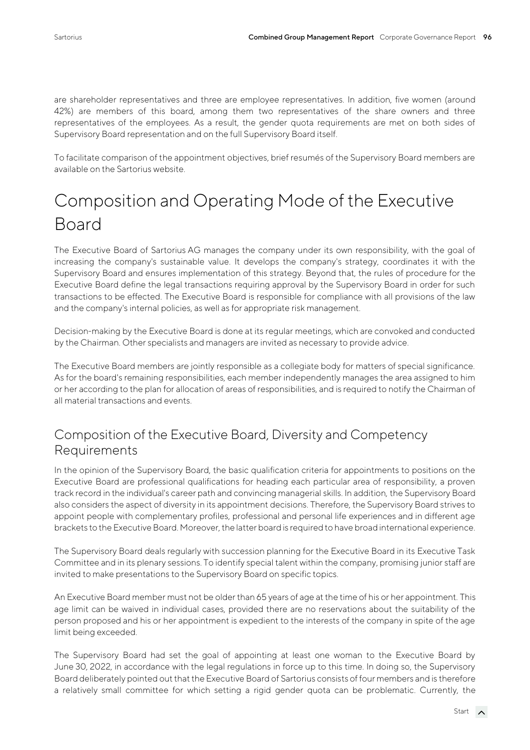are shareholder representatives and three are employee representatives. In addition, five women (around 42%) are members of this board, among them two representatives of the share owners and three representatives of the employees. As a result, the gender quota requirements are met on both sides of Supervisory Board representation and on the full Supervisory Board itself.

To facilitate comparison of the appointment objectives, brief resumés of the Supervisory Board members are available on the Sartorius website.

# Composition and Operating Mode of the Executive Board

The Executive Board of Sartorius AG manages the company under its own responsibility, with the goal of increasing the company's sustainable value. It develops the company's strategy, coordinates it with the Supervisory Board and ensures implementation of this strategy. Beyond that, the rules of procedure for the Executive Board define the legal transactions requiring approval by the Supervisory Board in order for such transactions to be effected. The Executive Board is responsible for compliance with all provisions of the law and the company's internal policies, as well as for appropriate risk management.

Decision-making by the Executive Board is done at its regular meetings, which are convoked and conducted by the Chairman. Other specialists and managers are invited as necessary to provide advice.

The Executive Board members are jointly responsible as a collegiate body for matters of special significance. As for the board's remaining responsibilities, each member independently manages the area assigned to him or her according to the plan for allocation of areas of responsibilities, and is required to notify the Chairman of all material transactions and events.

## Composition of the Executive Board, Diversity and Competency Requirements

In the opinion of the Supervisory Board, the basic qualification criteria for appointments to positions on the Executive Board are professional qualifications for heading each particular area of responsibility, a proven track record in the individual's career path and convincing managerial skills. In addition, the Supervisory Board also considers the aspect of diversity in its appointment decisions. Therefore, the Supervisory Board strives to appoint people with complementary profiles, professional and personal life experiences and in different age brackets to the Executive Board. Moreover, the latter board is required to have broad international experience.

The Supervisory Board deals regularly with succession planning for the Executive Board in its Executive Task Committee and in its plenary sessions. To identify special talent within the company, promising junior staff are invited to make presentations to the Supervisory Board on specific topics.

An Executive Board member must not be older than 65 years of age at the time of his or her appointment. This age limit can be waived in individual cases, provided there are no reservations about the suitability of the person proposed and his or her appointment is expedient to the interests of the company in spite of the age limit being exceeded.

The Supervisory Board had set the goal of appointing at least one woman to the Executive Board by June 30, 2022, in accordance with the legal regulations in force up to this time. In doing so, the Supervisory Board deliberately pointed out that the Executive Board of Sartorius consists of four members and is therefore a relatively small committee for which setting a rigid gender quota can be problematic. Currently, the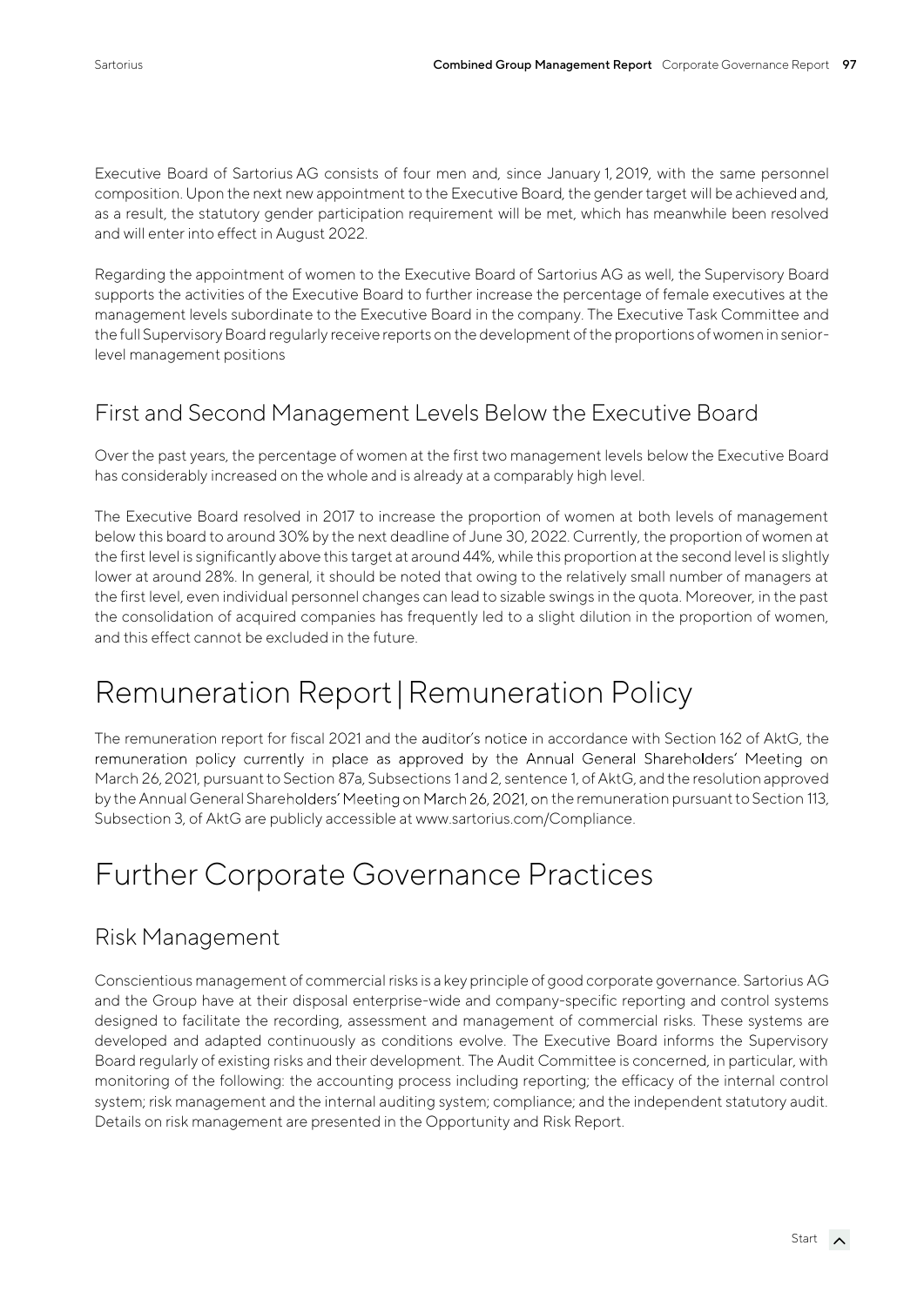Executive Board of Sartorius AG consists of four men and, since January 1, 2019, with the same personnel composition. Upon the next new appointment to the Executive Board, the gender target will be achieved and, as a result, the statutory gender participation requirement will be met, which has meanwhile been resolved and will enter into effect in August 2022.

Regarding the appointment of women to the Executive Board of Sartorius AG as well, the Supervisory Board supports the activities of the Executive Board to further increase the percentage of female executives at the management levels subordinate to the Executive Board in the company. The Executive Task Committee and the full Supervisory Board regularly receive reports on the development of the proportions of women in senior-level management positions

## First and Second Management Levels Below the Executive Board

Over the past years, the percentage of women at the first two management levels below the Executive Board has considerably increased on the whole and is already at a comparably high level.

The Executive Board resolved in 2017 to increase the proportion of women at both levels of management below this board to around 30% by the next deadline of June 30, 2022. Currently, the proportion of women at the first level is significantly above this target at around 44%, while this proportion at the second level is slightly lower at around 28%. In general, it should be noted that owing to the relatively small number of managers at the first level, even individual personnel changes can lead to sizable swings in the quota. Moreover, in the past the consolidation of acquired companies has frequently led to a slight dilution in the proportion of women, and this effect cannot be excluded in the future.

# Remuneration Report | Remuneration Policy

The remuneration report for fiscal 2021 and the auditor's notice in accordance with Section 162 of AktG, the remuneration policy currently in place as approved by the Annual General Shareholders' Meeting on March 26, 2021, pursuant to Section 87a, Subsections 1 and 2, sentence 1, of AktG, and the resolution approved by the Annual General Shareholders' Meeting on March 26, 2021, on the remuneration pursuant to Section 113, Subsection 3, of AktG are publicly accessible at www.sartorius.com/Compliance.

# Further Corporate Governance Practices

## Risk Management

Conscientious management of commercial risks is a key principle of good corporate governance. Sartorius AG and the Group have at their disposal enterprise-wide and company-specific reporting and control systems designed to facilitate the recording, assessment and management of commercial risks. These systems are developed and adapted continuously as conditions evolve. The Executive Board informs the Supervisory Board regularly of existing risks and their development. The Audit Committee is concerned, in particular, with monitoring of the following: the accounting process including reporting; the efficacy of the internal control system; risk management and the internal auditing system; compliance; and the independent statutory audit. Details on risk management are presented in the Opportunity and Risk Report.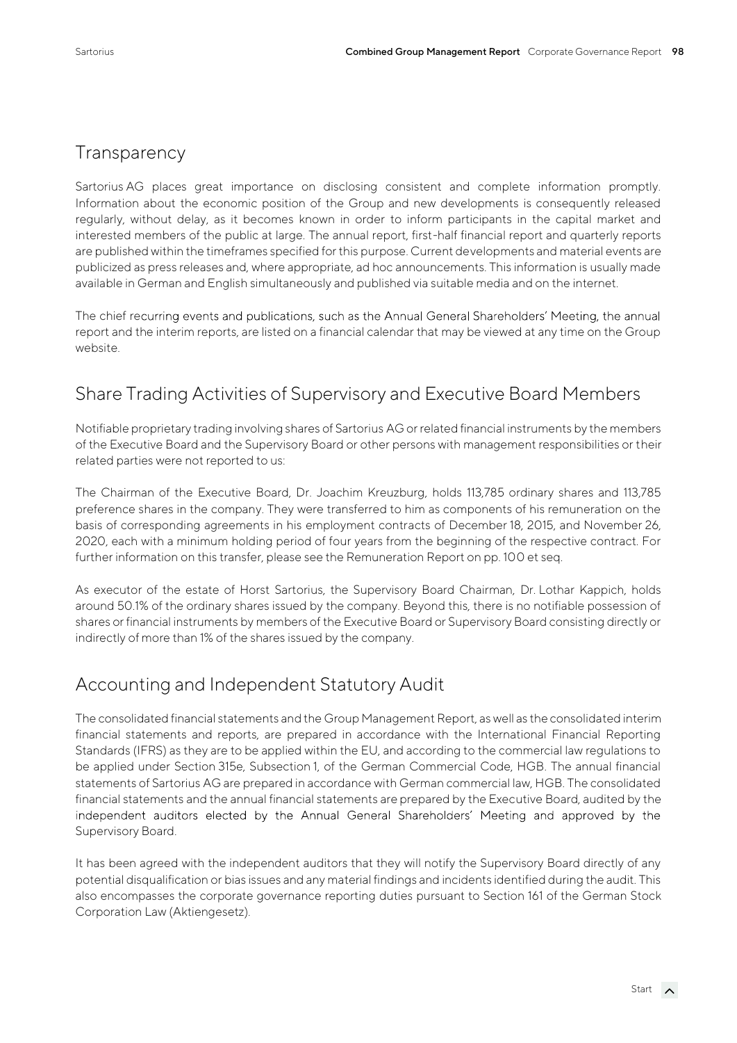## Transparency

Sartorius AG places great importance on disclosing consistent and complete information promptly. Information about the economic position of the Group and new developments is consequently released regularly, without delay, as it becomes known in order to inform participants in the capital market and interested members of the public at large. The annual report, first-half financial report and quarterly reports are published within the timeframes specified for this purpose. Current developments and material events are publicized as press releases and, where appropriate, ad hoc announcements. This information is usually made available in German and English simultaneously and published via suitable media and on the internet.

The chief recurring events and publications, such as the Annual General Shareholders' Meeting, the annual report and the interim reports, are listed on a financial calendar that may be viewed at any time on the Group website.

## Share Trading Activities of Supervisory and Executive Board Members

Notifiable proprietary trading involving shares of Sartorius AG or related financial instruments by the members of the Executive Board and the Supervisory Board or other persons with management responsibilities or their related parties were not reported to us:

The Chairman of the Executive Board, Dr. Joachim Kreuzburg, holds 113,785 ordinary shares and 113,785 preference shares in the company. They were transferred to him as components of his remuneration on the basis of corresponding agreements in his employment contracts of December 18, 2015, and November 26, 2020, each with a minimum holding period of four years from the beginning of the respective contract. For further information on this transfer, please see the Remuneration Report on pp. 100 et seq.

As executor of the estate of Horst Sartorius, the Supervisory Board Chairman, Dr. Lothar Kappich, holds around 50.1% of the ordinary shares issued by the company. Beyond this, there is no notifiable possession of shares or financial instruments by members of the Executive Board or Supervisory Board consisting directly or indirectly of more than 1% of the shares issued by the company.

## Accounting and Independent Statutory Audit

The consolidated financial statements and the Group Management Report, as well as the consolidated interim financial statements and reports, are prepared in accordance with the International Financial Reporting Standards (IFRS) as they are to be applied within the EU, and according to the commercial law regulations to be applied under Section 315e, Subsection 1, of the German Commercial Code, HGB. The annual financial statements of Sartorius AG are prepared in accordance with German commercial law, HGB. The consolidated financial statements and the annual financial statements are prepared by the Executive Board, audited by the independent auditors elected by the Annual General Shareholders' Meeting and approved by the Supervisory Board.

It has been agreed with the independent auditors that they will notify the Supervisory Board directly of any potential disqualification or bias issues and any material findings and incidents identified during the audit. This also encompasses the corporate governance reporting duties pursuant to Section 161 of the German Stock Corporation Law (Aktiengesetz).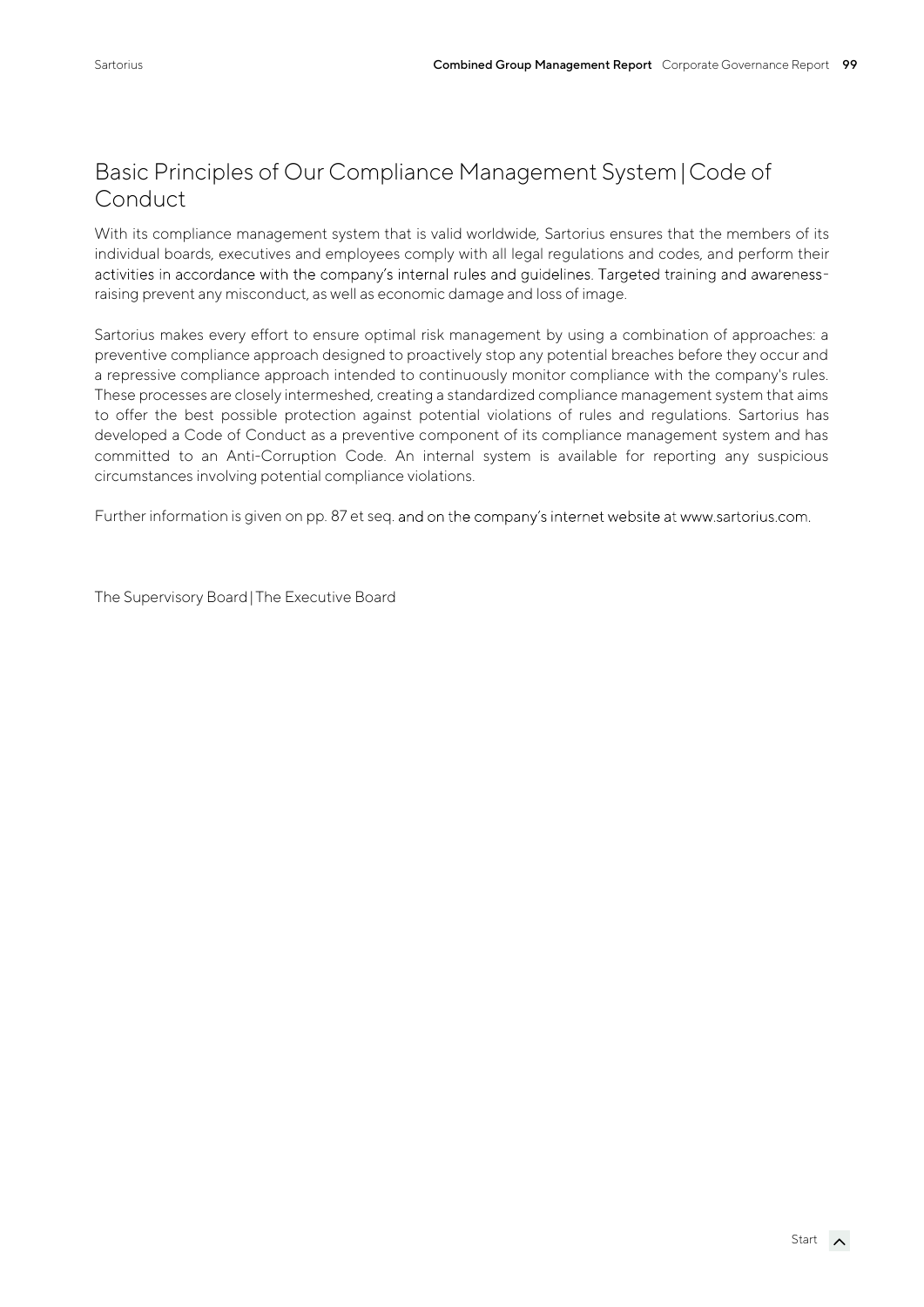## Basic Principles of Our Compliance Management System | Code of Conduct

With its compliance management system that is valid worldwide, Sartorius ensures that the members of its individual boards, executives and employees comply with all legal regulations and codes, and perform their activities in accordance with the company's internal rules and guidelines. Targeted training and awareness-raising prevent any misconduct, as well as economic damage and loss of image.

Sartorius makes every effort to ensure optimal risk management by using a combination of approaches: a preventive compliance approach designed to proactively stop any potential breaches before they occur and a repressive compliance approach intended to continuously monitor compliance with the company's rules. These processes are closely intermeshed, creating a standardized compliance management system that aims to offer the best possible protection against potential violations of rules and regulations. Sartorius has developed a Code of Conduct as a preventive component of its compliance management system and has committed to an Anti-Corruption Code. An internal system is available for reporting any suspicious circumstances involving potential compliance violations.

Further information is given on pp. 87 et seq. and on the company's internet website at www.sartorius.com.

The Supervisory Board | The Executive Board